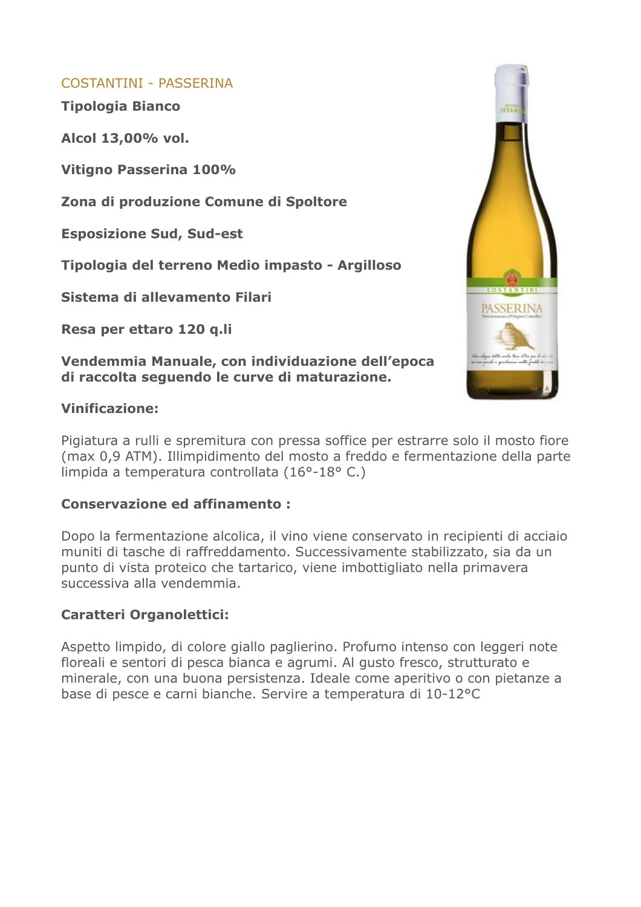## COSTANTINI - PASSERINA

**Tipologia Bianco**

**Alcol 13,00% vol.**

**Vitigno Passerina 100%**

**Zona di produzione Comune di Spoltore**

**Esposizione Sud, Sud-est**

**Tipologia del terreno Medio impasto - Argilloso**

**Sistema di allevamento Filari**

**Resa per ettaro 120 q.li**

**Vendemmia Manuale, con individuazione dell'epoca di raccolta seguendo le curve di maturazione.**

**Vinificazione:**

Pigiatura a rulli e spremitura con pressa soffice per estrarre solo il mosto fiore (max 0,9 ATM). Illimpidimento del mosto a freddo e fermentazione della parte limpida a temperatura controllata (16°-18° C.)

**Conservazione ed affinamento :**

Dopo la fermentazione alcolica, il vino viene conservato in recipienti di acciaio muniti di tasche di raffreddamento. Successivamente stabilizzato, sia da un punto di vista proteico che tartarico, viene imbottigliato nella primavera successiva alla vendemmia.

**Caratteri Organolettici:**

Aspetto limpido, di colore giallo paglierino. Profumo intenso con leggeri note floreali e sentori di pesca bianca e agrumi. Al gusto fresco, strutturato e minerale, con una buona persistenza. Ideale come aperitivo o con pietanze a base di pesce e carni bianche. Servire a temperatura di 10-12°C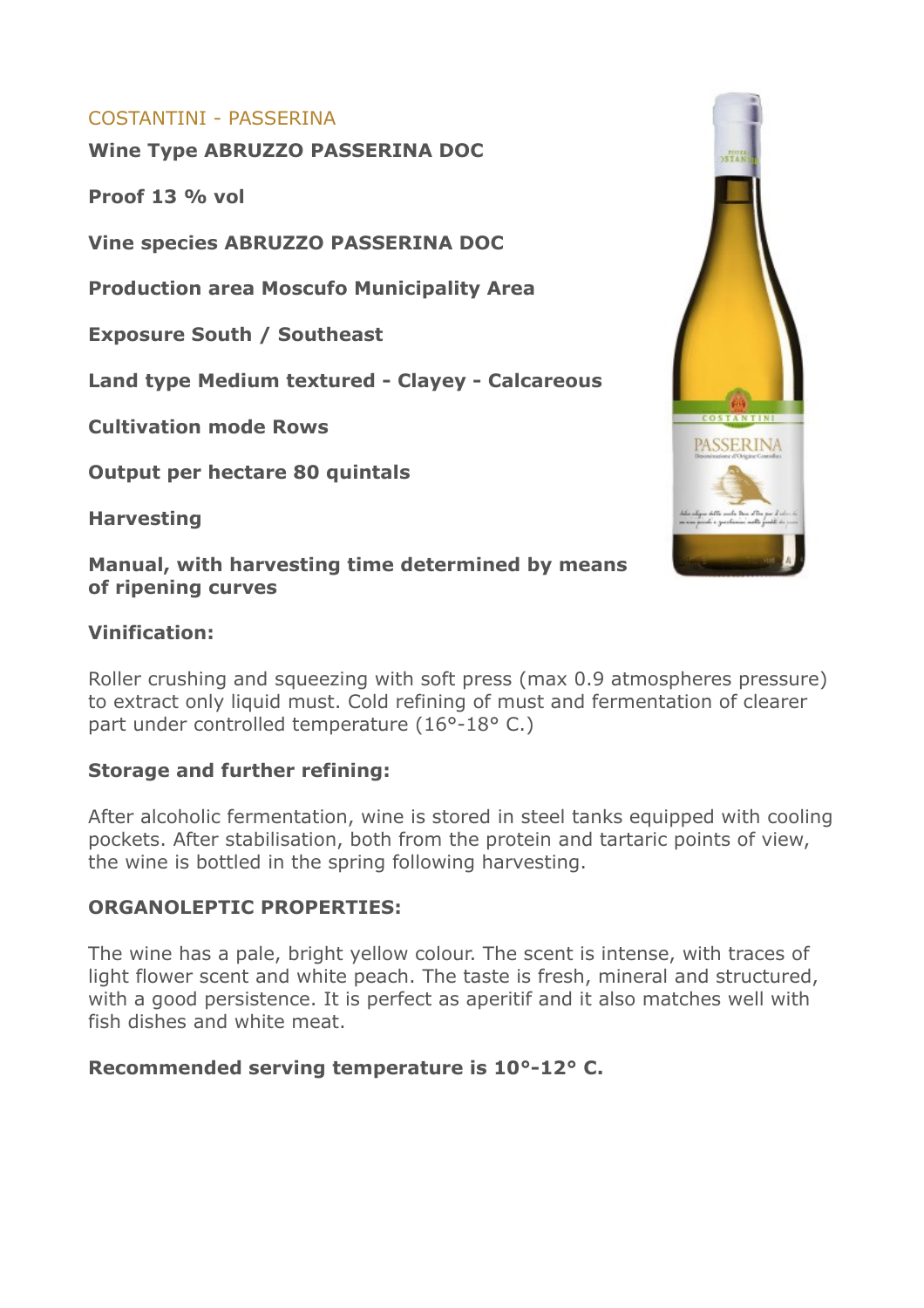COSTANTINI - PASSERINA

**Wine Type ABRUZZO PASSERINA DOC**

**Proof 13 % vol**

**Vine species ABRUZZO PASSERINA DOC**

**Production area Moscufo Municipality Area**

**Exposure South / Southeast**

**Land type Medium textured - Clayey - Calcareous**

**Cultivation mode Rows**

**Output per hectare 80 quintals**

**Harvesting**

**Manual, with harvesting time determined by means of ripening curves**

**Vinification:**

Roller crushing and squeezing with soft press (max 0.9 atmospheres pressure) to extract only liquid must. Cold refining of must and fermentation of clearer part under controlled temperature (16°-18° C.)

**Storage and further refining:**

After alcoholic fermentation, wine is stored in steel tanks equipped with cooling pockets. After stabilisation, both from the protein and tartaric points of view, the wine is bottled in the spring following harvesting.

**ORGANOLEPTIC PROPERTIES:**

The wine has a pale, bright yellow colour. The scent is intense, with traces of light flower scent and white peach. The taste is fresh, mineral and structured, with a good persistence. It is perfect as aperitif and it also matches well with fish dishes and white meat.

**Recommended serving temperature is 10°-12° C.**